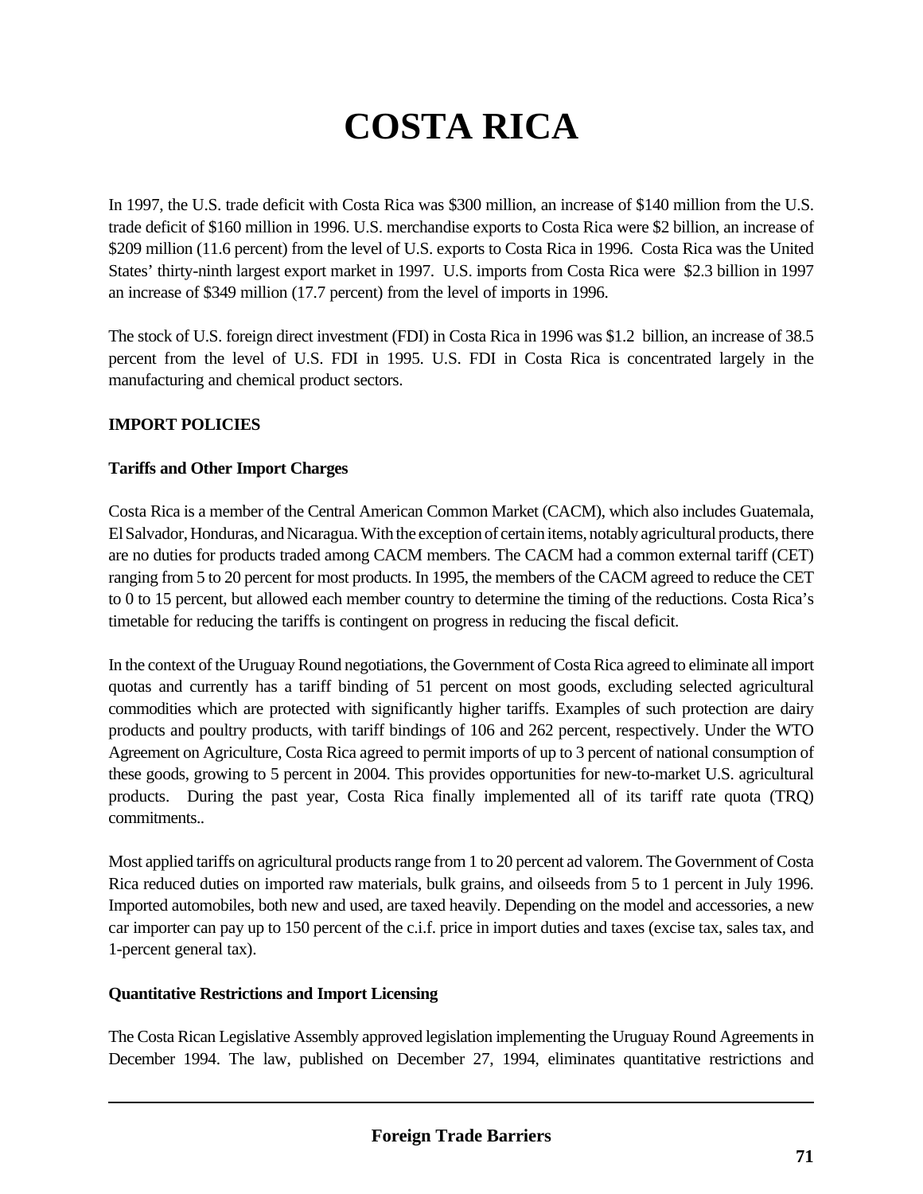# COSTA RICA

In 1997, the U.S. trade deficit with Costa Rica was $300 million, an increase of $140 million from the U.S. trade deficit of $160 million in 1996. U.S. merchandise exports to Costa Rica were $2 billion, an increase of $209 million (11.6 percent) from the level of U.S. exports to Costa Rica in 1996. Costa Rica was the United States' thirty-ninth largest export market in 1997. U.S. imports from Costa Rica were $2.3 billion in 1997 an increase of $349 million (17.7 percent) from the level of imports in 1996.

The stock of U.S. foreign direct investment (FDI) in Costa Rica in 1996 was $1.2 billion, an increase of 38.5 percent from the level of U.S. FDI in 1995. U.S. FDI in Costa Rica is concentrated largely in the manufacturing and chemical product sectors.

## IMPORT POLICIES

### Tariffs and Other Import Charges

Costa Rica is a member of the Central American Common Market (CACM), which also includes Guatemala, El Salvador, Honduras, and Nicaragua. With the exception of certain items, notably agricultural products, there are no duties for products traded among CACM members. The CACM had a common external tariff (CET) ranging from 5 to 20 percent for most products. In 1995, the members of the CACM agreed to reduce the CET to 0 to 15 percent, but allowed each member country to determine the timing of the reductions. Costa Rica's timetable for reducing the tariffs is contingent on progress in reducing the fiscal deficit.

In the context of the Uruguay Round negotiations, the Government of Costa Rica agreed to eliminate all import quotas and currently has a tariff binding of 51 percent on most goods, excluding selected agricultural commodities which are protected with significantly higher tariffs. Examples of such protection are dairy products and poultry products, with tariff bindings of 106 and 262 percent, respectively. Under the WTO Agreement on Agriculture, Costa Rica agreed to permit imports of up to 3 percent of national consumption of these goods, growing to 5 percent in 2004. This provides opportunities for new-to-market U.S. agricultural products. During the past year, Costa Rica finally implemented all of its tariff rate quota (TRQ) commitments..

Most applied tariffs on agricultural products range from 1 to 20 percent ad valorem. The Government of Costa Rica reduced duties on imported raw materials, bulk grains, and oilseeds from 5 to 1 percent in July 1996. Imported automobiles, both new and used, are taxed heavily. Depending on the model and accessories, a new car importer can pay up to 150 percent of the c.i.f. price in import duties and taxes (excise tax, sales tax, and 1-percent general tax).

### Quantitative Restrictions and Import Licensing

The Costa Rican Legislative Assembly approved legislation implementing the Uruguay Round Agreements in December 1994. The law, published on December 27, 1994, eliminates quantitative restrictions and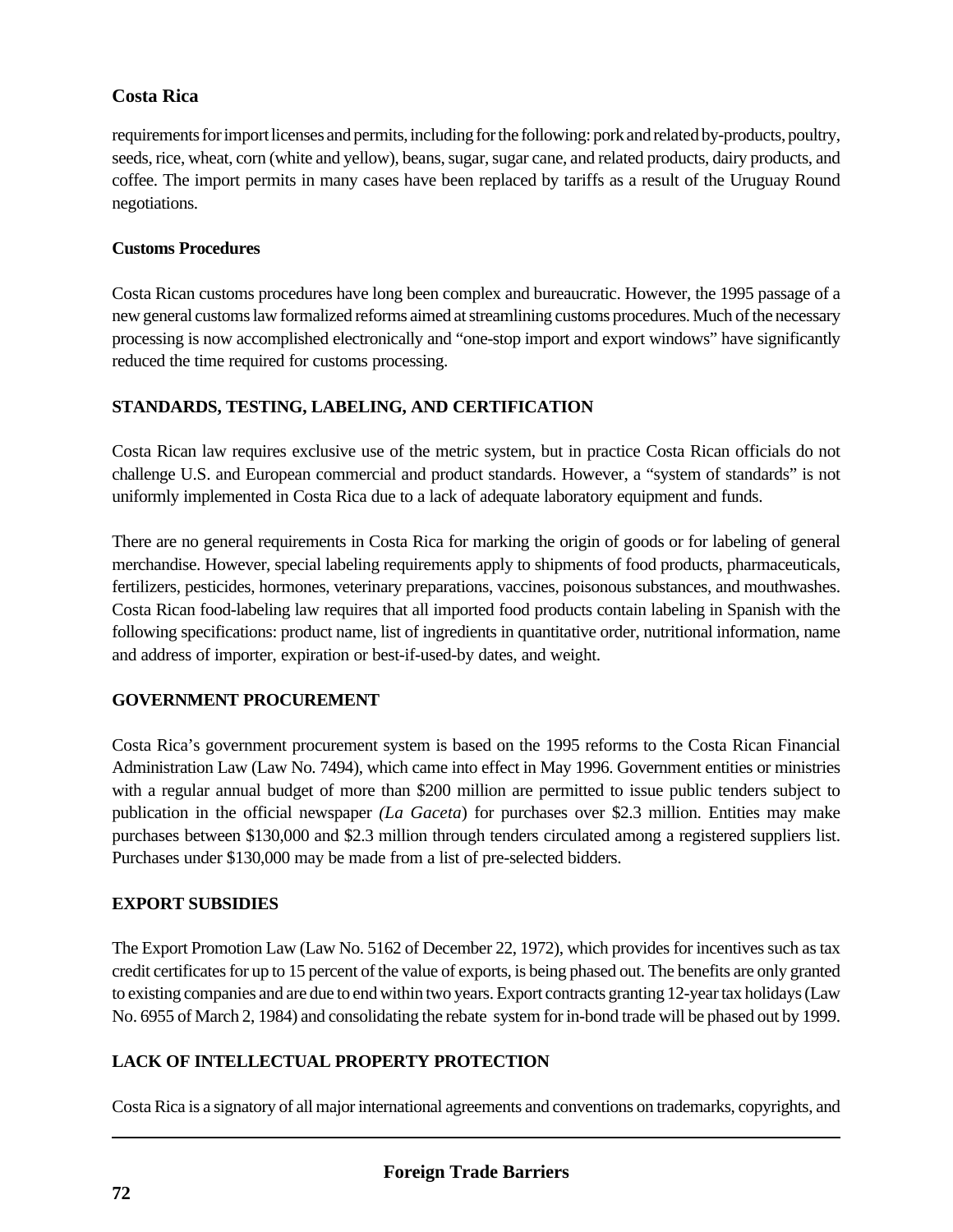requirements for import licenses and permits, including for the following: pork and related by-products, poultry, seeds, rice, wheat, corn (white and yellow), beans, sugar, sugar cane, and related products, dairy products, and coffee. The import permits in many cases have been replaced by tariffs as a result of the Uruguay Round negotiations.

### Customs Procedures

Costa Rican customs procedures have long been complex and bureaucratic. However, the 1995 passage of a new general customs law formalized reforms aimed at streamlining customs procedures. Much of the necessary processing is now accomplished electronically and "one-stop import and export windows" have significantly reduced the time required for customs processing.

## STANDARDS, TESTING, LABELING, AND CERTIFICATION

Costa Rican law requires exclusive use of the metric system, but in practice Costa Rican officials do not challenge U.S. and European commercial and product standards. However, a "system of standards" is not uniformly implemented in Costa Rica due to a lack of adequate laboratory equipment and funds.

There are no general requirements in Costa Rica for marking the origin of goods or for labeling of general merchandise. However, special labeling requirements apply to shipments of food products, pharmaceuticals, fertilizers, pesticides, hormones, veterinary preparations, vaccines, poisonous substances, and mouthwashes. Costa Rican food-labeling law requires that all imported food products contain labeling in Spanish with the following specifications: product name, list of ingredients in quantitative order, nutritional information, name and address of importer, expiration or best-if-used-by dates, and weight.

## GOVERNMENT PROCUREMENT

Costa Rica's government procurement system is based on the 1995 reforms to the Costa Rican Financial Administration Law (Law No. 7494), which came into effect in May 1996. Government entities or ministries with a regular annual budget of more than $200 million are permitted to issue public tenders subject to publication in the official newspaper *(La Gaceta)* for purchases over $2.3 million. Entities may make purchases between $130,000 and $2.3 million through tenders circulated among a registered suppliers list. Purchases under $130,000 may be made from a list of pre-selected bidders.

## EXPORT SUBSIDIES

The Export Promotion Law (Law No. 5162 of December 22, 1972), which provides for incentives such as tax credit certificates for up to 15 percent of the value of exports, is being phased out. The benefits are only granted to existing companies and are due to end within two years. Export contracts granting 12-year tax holidays (Law No. 6955 of March 2, 1984) and consolidating the rebate system for in-bond trade will be phased out by 1999.

## LACK OF INTELLECTUAL PROPERTY PROTECTION

Costa Rica is a signatory of all major international agreements and conventions on trademarks, copyrights, and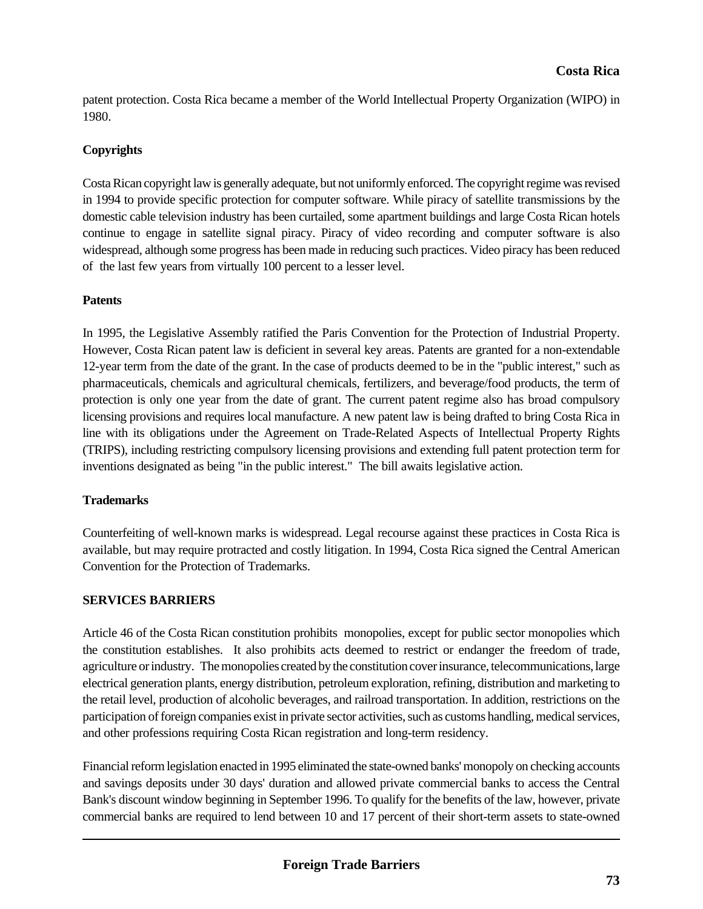patent protection. Costa Rica became a member of the World Intellectual Property Organization (WIPO) in 1980.

**Copyrights**

Costa Rican copyright law is generally adequate, but not uniformly enforced. The copyright regime was revised in 1994 to provide specific protection for computer software. While piracy of satellite transmissions by the domestic cable television industry has been curtailed, some apartment buildings and large Costa Rican hotels continue to engage in satellite signal piracy. Piracy of video recording and computer software is also widespread, although some progress has been made in reducing such practices. Video piracy has been reduced of the last few years from virtually 100 percent to a lesser level.

**Patents**

In 1995, the Legislative Assembly ratified the Paris Convention for the Protection of Industrial Property. However, Costa Rican patent law is deficient in several key areas. Patents are granted for a non-extendable 12-year term from the date of the grant. In the case of products deemed to be in the "public interest," such as pharmaceuticals, chemicals and agricultural chemicals, fertilizers, and beverage/food products, the term of protection is only one year from the date of grant. The current patent regime also has broad compulsory licensing provisions and requires local manufacture. A new patent law is being drafted to bring Costa Rica in line with its obligations under the Agreement on Trade-Related Aspects of Intellectual Property Rights (TRIPS), including restricting compulsory licensing provisions and extending full patent protection term for inventions designated as being "in the public interest." The bill awaits legislative action.

**Trademarks**

Counterfeiting of well-known marks is widespread. Legal recourse against these practices in Costa Rica is available, but may require protracted and costly litigation. In 1994, Costa Rica signed the Central American Convention for the Protection of Trademarks.

## SERVICES BARRIERS

Article 46 of the Costa Rican constitution prohibits monopolies, except for public sector monopolies which the constitution establishes. It also prohibits acts deemed to restrict or endanger the freedom of trade, agriculture or industry. The monopolies created by the constitution cover insurance, telecommunications, large electrical generation plants, energy distribution, petroleum exploration, refining, distribution and marketing to the retail level, production of alcoholic beverages, and railroad transportation. In addition, restrictions on the participation of foreign companies exist in private sector activities, such as customs handling, medical services, and other professions requiring Costa Rican registration and long-term residency.

Financial reform legislation enacted in 1995 eliminated the state-owned banks' monopoly on checking accounts and savings deposits under 30 days' duration and allowed private commercial banks to access the Central Bank's discount window beginning in September 1996. To qualify for the benefits of the law, however, private commercial banks are required to lend between 10 and 17 percent of their short-term assets to state-owned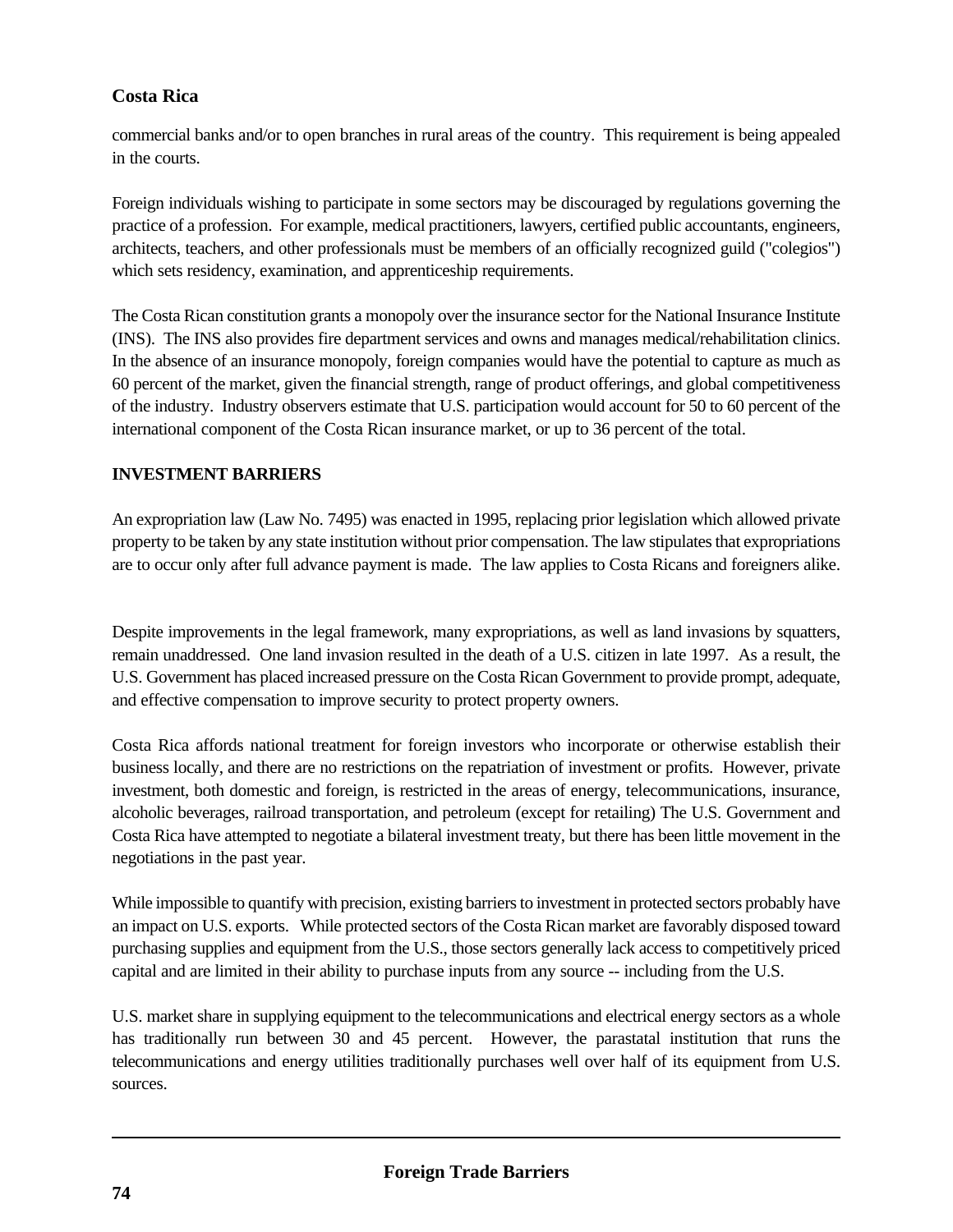commercial banks and/or to open branches in rural areas of the country. This requirement is being appealed in the courts.

Foreign individuals wishing to participate in some sectors may be discouraged by regulations governing the practice of a profession. For example, medical practitioners, lawyers, certified public accountants, engineers, architects, teachers, and other professionals must be members of an officially recognized guild ("colegios") which sets residency, examination, and apprenticeship requirements.

The Costa Rican constitution grants a monopoly over the insurance sector for the National Insurance Institute (INS). The INS also provides fire department services and owns and manages medical/rehabilitation clinics. In the absence of an insurance monopoly, foreign companies would have the potential to capture as much as 60 percent of the market, given the financial strength, range of product offerings, and global competitiveness of the industry. Industry observers estimate that U.S. participation would account for 50 to 60 percent of the international component of the Costa Rican insurance market, or up to 36 percent of the total.

## INVESTMENT BARRIERS

An expropriation law (Law No. 7495) was enacted in 1995, replacing prior legislation which allowed private property to be taken by any state institution without prior compensation. The law stipulates that expropriations are to occur only after full advance payment is made. The law applies to Costa Ricans and foreigners alike.

Despite improvements in the legal framework, many expropriations, as well as land invasions by squatters, remain unaddressed. One land invasion resulted in the death of a U.S. citizen in late 1997. As a result, the U.S. Government has placed increased pressure on the Costa Rican Government to provide prompt, adequate, and effective compensation to improve security to protect property owners.

Costa Rica affords national treatment for foreign investors who incorporate or otherwise establish their business locally, and there are no restrictions on the repatriation of investment or profits. However, private investment, both domestic and foreign, is restricted in the areas of energy, telecommunications, insurance, alcoholic beverages, railroad transportation, and petroleum (except for retailing) The U.S. Government and Costa Rica have attempted to negotiate a bilateral investment treaty, but there has been little movement in the negotiations in the past year.

While impossible to quantify with precision, existing barriers to investment in protected sectors probably have an impact on U.S. exports. While protected sectors of the Costa Rican market are favorably disposed toward purchasing supplies and equipment from the U.S., those sectors generally lack access to competitively priced capital and are limited in their ability to purchase inputs from any source -- including from the U.S.

U.S. market share in supplying equipment to the telecommunications and electrical energy sectors as a whole has traditionally run between 30 and 45 percent. However, the parastatal institution that runs the telecommunications and energy utilities traditionally purchases well over half of its equipment from U.S. sources.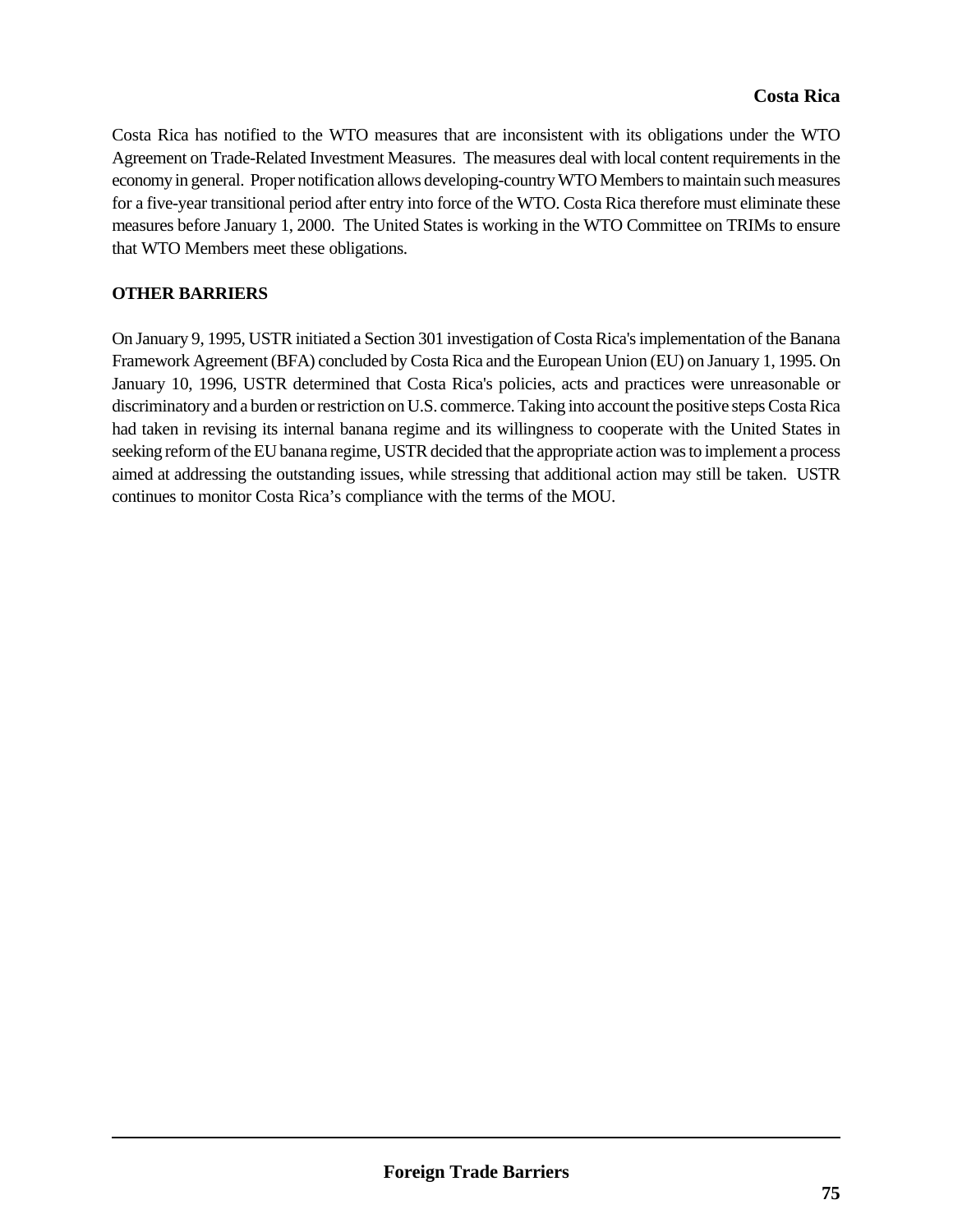Costa Rica has notified to the WTO measures that are inconsistent with its obligations under the WTO Agreement on Trade-Related Investment Measures. The measures deal with local content requirements in the economy in general. Proper notification allows developing-country WTO Members to maintain such measures for a five-year transitional period after entry into force of the WTO. Costa Rica therefore must eliminate these measures before January 1, 2000. The United States is working in the WTO Committee on TRIMs to ensure that WTO Members meet these obligations.

## OTHER BARRIERS

On January 9, 1995, USTR initiated a Section 301 investigation of Costa Rica's implementation of the Banana Framework Agreement (BFA) concluded by Costa Rica and the European Union (EU) on January 1, 1995. On January 10, 1996, USTR determined that Costa Rica's policies, acts and practices were unreasonable or discriminatory and a burden or restriction on U.S. commerce. Taking into account the positive steps Costa Rica had taken in revising its internal banana regime and its willingness to cooperate with the United States in seeking reform of the EU banana regime, USTR decided that the appropriate action was to implement a process aimed at addressing the outstanding issues, while stressing that additional action may still be taken. USTR continues to monitor Costa Rica's compliance with the terms of the MOU.